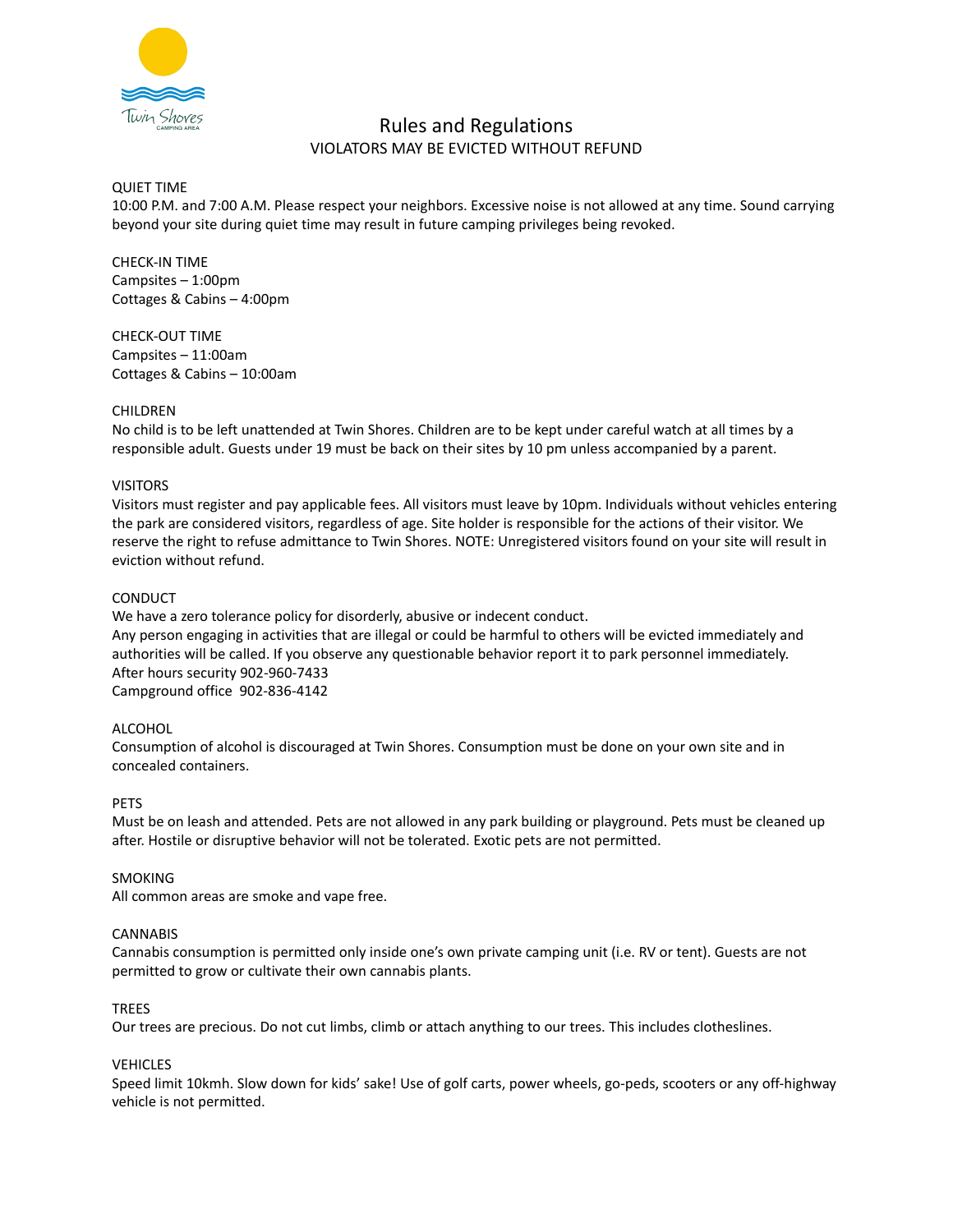# Rules and Regulations

VIOLATORS MAY BE EVICTED WITHOUT REFUND

## QUIET TIME

10:00 P.M. and 7:00 A.M. Please respect your neighbors. Excessive noise is not allowed at any time. Sound carrying beyond your site during quiet time may result in future camping privileges being revoked.

## CHECK-IN TIME

Campsites – 1:00pm
Cottages & Cabins – 4:00pm

## CHECK-OUT TIME

Campsites – 11:00am
Cottages & Cabins – 10:00am

## CHILDREN

No child is to be left unattended at Twin Shores. Children are to be kept under careful watch at all times by a responsible adult. Guests under 19 must be back on their sites by 10 pm unless accompanied by a parent.

## VISITORS

Visitors must register and pay applicable fees. All visitors must leave by 10pm. Individuals without vehicles entering the park are considered visitors, regardless of age. Site holder is responsible for the actions of their visitor. We reserve the right to refuse admittance to Twin Shores. NOTE: Unregistered visitors found on your site will result in eviction without refund.

## CONDUCT

We have a zero tolerance policy for disorderly, abusive or indecent conduct.
Any person engaging in activities that are illegal or could be harmful to others will be evicted immediately and authorities will be called. If you observe any questionable behavior report it to park personnel immediately.
After hours security 902-960-7433
Campground office 902-836-4142

## ALCOHOL

Consumption of alcohol is discouraged at Twin Shores. Consumption must be done on your own site and in concealed containers.

## PETS

Must be on leash and attended. Pets are not allowed in any park building or playground. Pets must be cleaned up after. Hostile or disruptive behavior will not be tolerated. Exotic pets are not permitted.

## SMOKING

All common areas are smoke and vape free.

## CANNABIS

Cannabis consumption is permitted only inside one's own private camping unit (i.e. RV or tent). Guests are not permitted to grow or cultivate their own cannabis plants.

## TREES

Our trees are precious. Do not cut limbs, climb or attach anything to our trees. This includes clotheslines.

## VEHICLES

Speed limit 10kmh. Slow down for kids' sake! Use of golf carts, power wheels, go-peds, scooters or any off-highway vehicle is not permitted.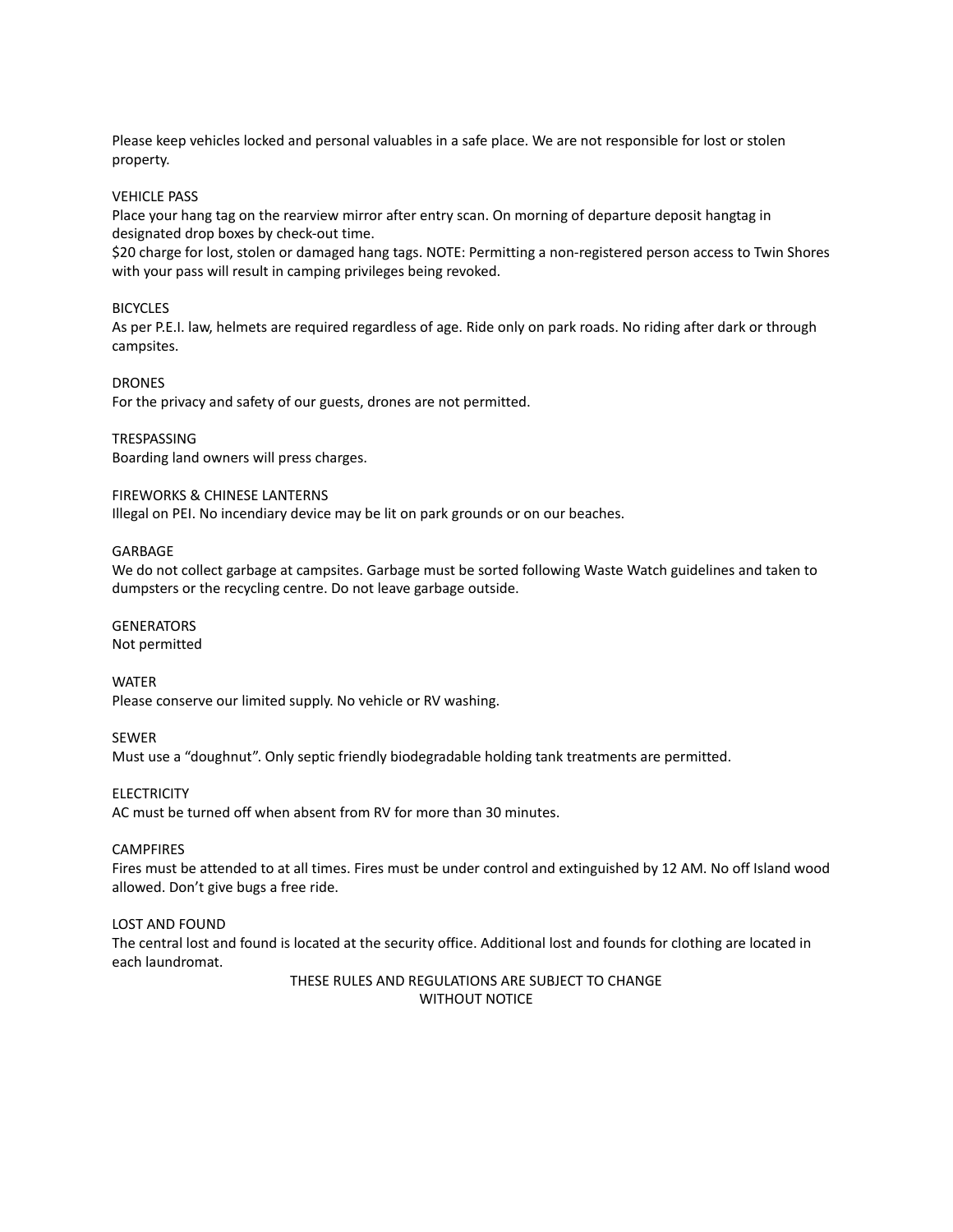Please keep vehicles locked and personal valuables in a safe place. We are not responsible for lost or stolen property.

## VEHICLE PASS

Place your hang tag on the rearview mirror after entry scan. On morning of departure deposit hangtag in designated drop boxes by check-out time.

$20 charge for lost, stolen or damaged hang tags. NOTE: Permitting a non-registered person access to Twin Shores with your pass will result in camping privileges being revoked.

## BICYCLES

As per P.E.I. law, helmets are required regardless of age. Ride only on park roads. No riding after dark or through campsites.

## DRONES

For the privacy and safety of our guests, drones are not permitted.

## TRESPASSING

Boarding land owners will press charges.

## FIREWORKS & CHINESE LANTERNS

Illegal on PEI. No incendiary device may be lit on park grounds or on our beaches.

## GARBAGE

We do not collect garbage at campsites. Garbage must be sorted following Waste Watch guidelines and taken to dumpsters or the recycling centre. Do not leave garbage outside.

## GENERATORS

Not permitted

## WATER

Please conserve our limited supply. No vehicle or RV washing.

## SEWER

Must use a "doughnut". Only septic friendly biodegradable holding tank treatments are permitted.

## ELECTRICITY

AC must be turned off when absent from RV for more than 30 minutes.

## CAMPFIRES

Fires must be attended to at all times. Fires must be under control and extinguished by 12 AM. No off Island wood allowed. Don't give bugs a free ride.

## LOST AND FOUND

The central lost and found is located at the security office. Additional lost and founds for clothing are located in each laundromat.

THESE RULES AND REGULATIONS ARE SUBJECT TO CHANGE WITHOUT NOTICE